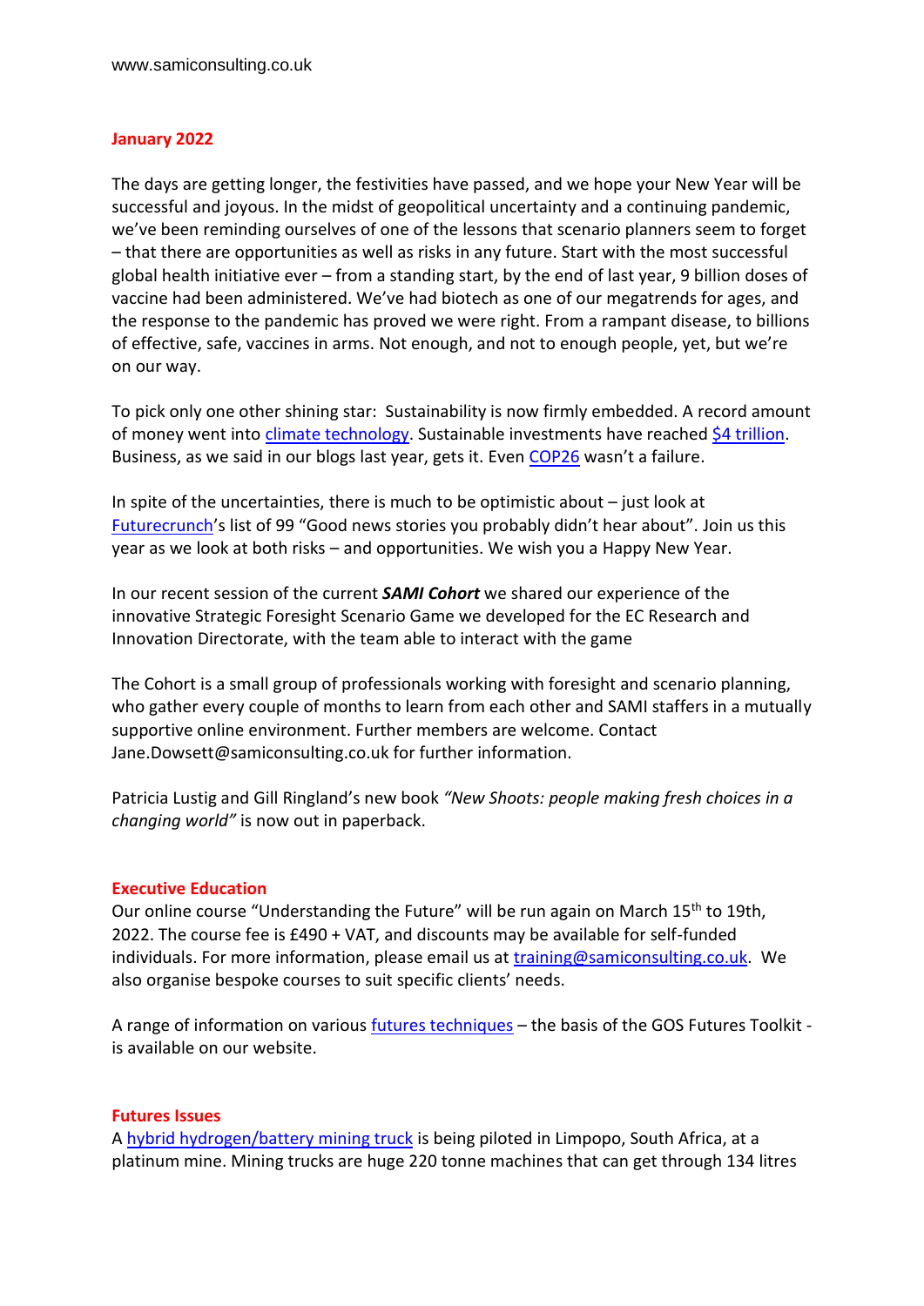www.samiconsulting.co.uk

## January 2022

The days are getting longer, the festivities have passed, and we hope your New Year will be successful and joyous. In the midst of geopolitical uncertainty and a continuing pandemic, we've been reminding ourselves of one of the lessons that scenario planners seem to forget – that there are opportunities as well as risks in any future. Start with the most successful global health initiative ever – from a standing start, by the end of last year, 9 billion doses of vaccine had been administered. We've had biotech as one of our megatrends for ages, and the response to the pandemic has proved we were right. From a rampant disease, to billions of effective, safe, vaccines in arms. Not enough, and not to enough people, yet, but we're on our way.

To pick only one other shining star: Sustainability is now firmly embedded. A record amount of money went into climate technology. Sustainable investments have reached $4 trillion. Business, as we said in our blogs last year, gets it. Even COP26 wasn't a failure.

In spite of the uncertainties, there is much to be optimistic about – just look at Futurecrunch's list of 99 "Good news stories you probably didn't hear about". Join us this year as we look at both risks – and opportunities. We wish you a Happy New Year.

In our recent session of the current ***SAMI Cohort*** we shared our experience of the innovative Strategic Foresight Scenario Game we developed for the EC Research and Innovation Directorate, with the team able to interact with the game

The Cohort is a small group of professionals working with foresight and scenario planning, who gather every couple of months to learn from each other and SAMI staffers in a mutually supportive online environment. Further members are welcome. Contact Jane.Dowsett@samiconsulting.co.uk for further information.

Patricia Lustig and Gill Ringland's new book *"New Shoots: people making fresh choices in a changing world"* is now out in paperback.

## Executive Education

Our online course "Understanding the Future" will be run again on March 15th to 19th, 2022. The course fee is £490 + VAT, and discounts may be available for self-funded individuals. For more information, please email us at training@samiconsulting.co.uk. We also organise bespoke courses to suit specific clients' needs.

A range of information on various futures techniques – the basis of the GOS Futures Toolkit - is available on our website.

## Futures Issues

A hybrid hydrogen/battery mining truck is being piloted in Limpopo, South Africa, at a platinum mine. Mining trucks are huge 220 tonne machines that can get through 134 litres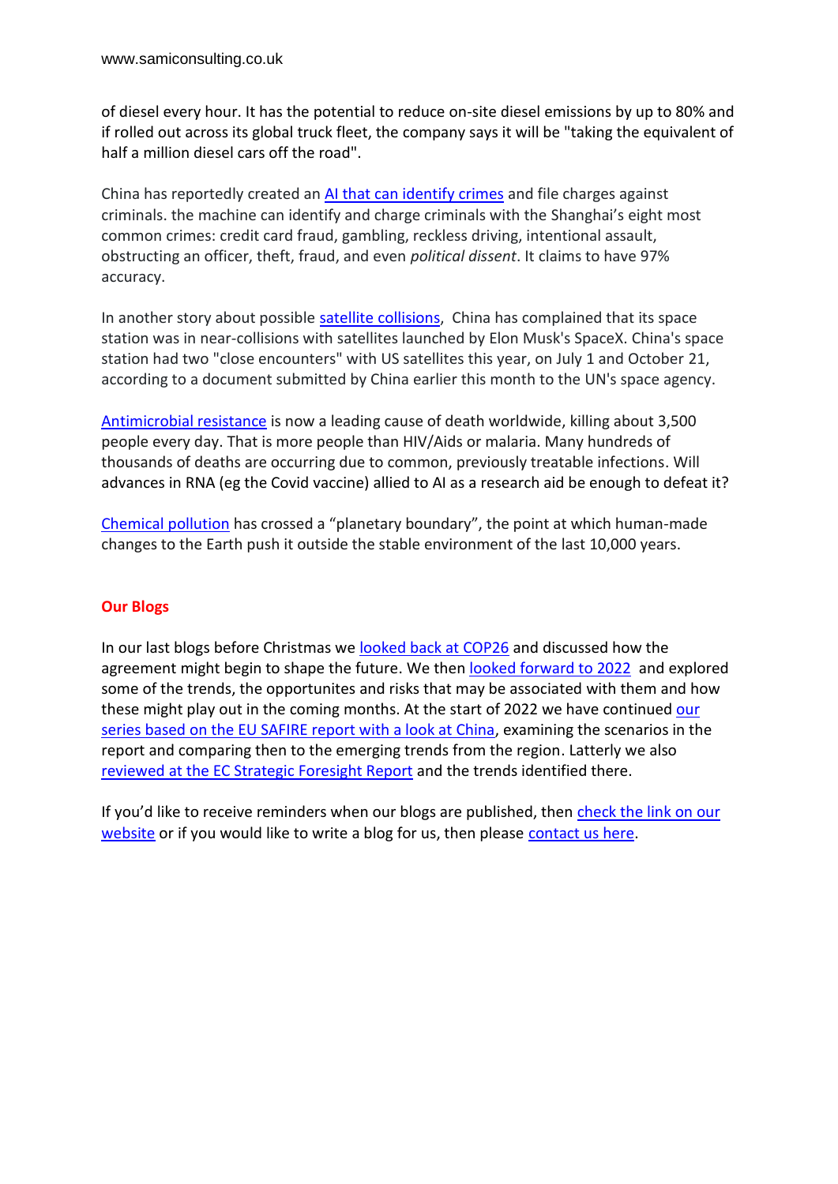of diesel every hour. It has the potential to reduce on-site diesel emissions by up to 80% and if rolled out across its global truck fleet, the company says it will be "taking the equivalent of half a million diesel cars off the road".

China has reportedly created an AI that can identify crimes and file charges against criminals. the machine can identify and charge criminals with the Shanghai's eight most common crimes: credit card fraud, gambling, reckless driving, intentional assault, obstructing an officer, theft, fraud, and even *political dissent*. It claims to have 97% accuracy.

In another story about possible satellite collisions, China has complained that its space station was in near-collisions with satellites launched by Elon Musk's SpaceX. China's space station had two "close encounters" with US satellites this year, on July 1 and October 21, according to a document submitted by China earlier this month to the UN's space agency.

Antimicrobial resistance is now a leading cause of death worldwide, killing about 3,500 people every day. That is more people than HIV/Aids or malaria. Many hundreds of thousands of deaths are occurring due to common, previously treatable infections. Will advances in RNA (eg the Covid vaccine) allied to AI as a research aid be enough to defeat it?

Chemical pollution has crossed a "planetary boundary", the point at which human-made changes to the Earth push it outside the stable environment of the last 10,000 years.

## Our Blogs

In our last blogs before Christmas we looked back at COP26 and discussed how the agreement might begin to shape the future. We then looked forward to 2022 and explored some of the trends, the opportunites and risks that may be associated with them and how these might play out in the coming months. At the start of 2022 we have continued our series based on the EU SAFIRE report with a look at China, examining the scenarios in the report and comparing then to the emerging trends from the region. Latterly we also reviewed at the EC Strategic Foresight Report and the trends identified there.

If you'd like to receive reminders when our blogs are published, then check the link on our website or if you would like to write a blog for us, then please contact us here.